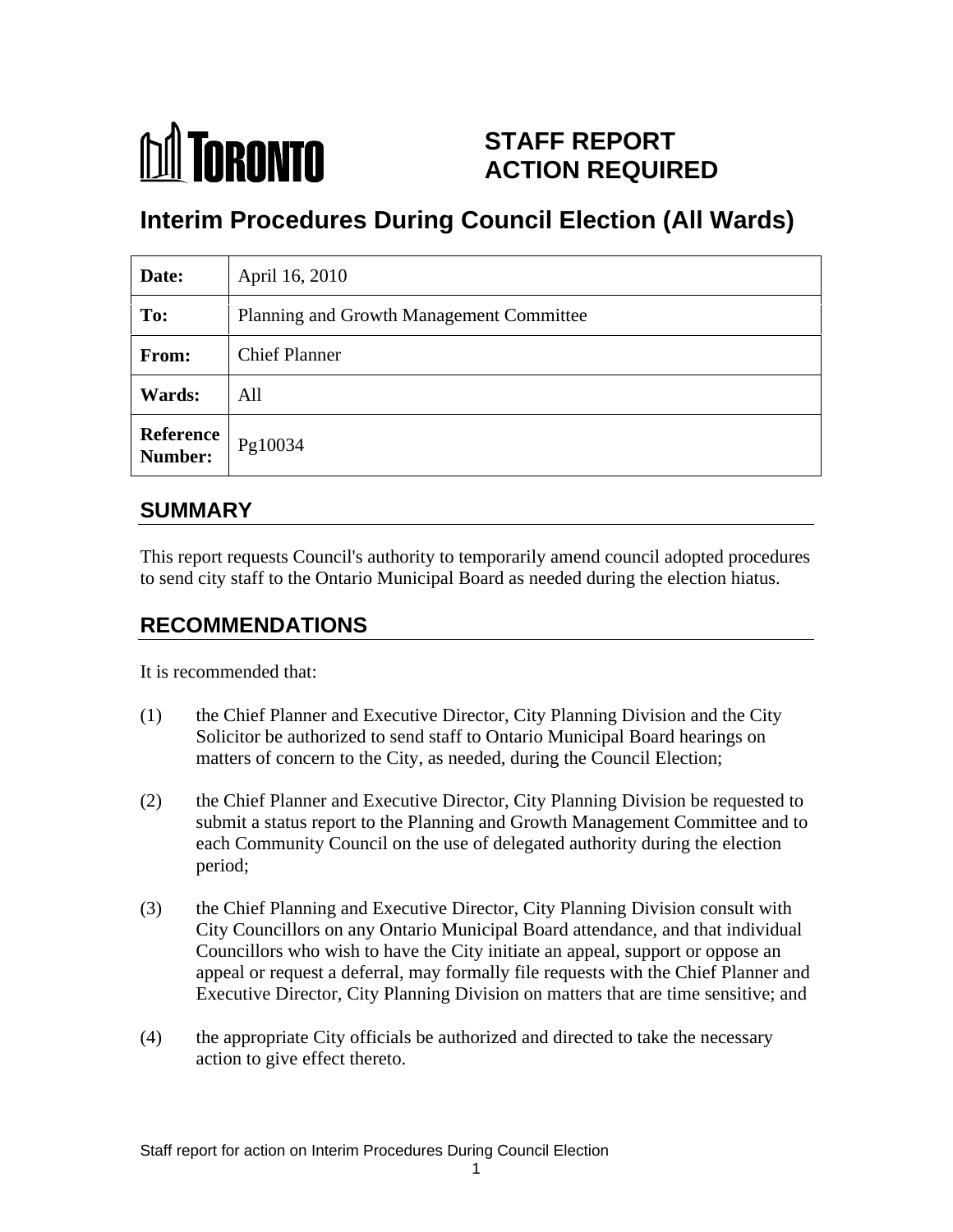# TORONTO

# STAFF REPORT ACTION REQUIRED

## Interim Procedures During Council Election (All Wards)

| | |
|---|---|
| **Date:** | April 16, 2010 |
| **To:** | Planning and Growth Management Committee |
| **From:** | Chief Planner |
| **Wards:** | All |
| **Reference Number:** | Pg10034 |

## SUMMARY

This report requests Council's authority to temporarily amend council adopted procedures to send city staff to the Ontario Municipal Board as needed during the election hiatus.

## RECOMMENDATIONS

It is recommended that:

(1) the Chief Planner and Executive Director, City Planning Division and the City Solicitor be authorized to send staff to Ontario Municipal Board hearings on matters of concern to the City, as needed, during the Council Election;

(2) the Chief Planner and Executive Director, City Planning Division be requested to submit a status report to the Planning and Growth Management Committee and to each Community Council on the use of delegated authority during the election period;

(3) the Chief Planning and Executive Director, City Planning Division consult with City Councillors on any Ontario Municipal Board attendance, and that individual Councillors who wish to have the City initiate an appeal, support or oppose an appeal or request a deferral, may formally file requests with the Chief Planner and Executive Director, City Planning Division on matters that are time sensitive; and

(4) the appropriate City officials be authorized and directed to take the necessary action to give effect thereto.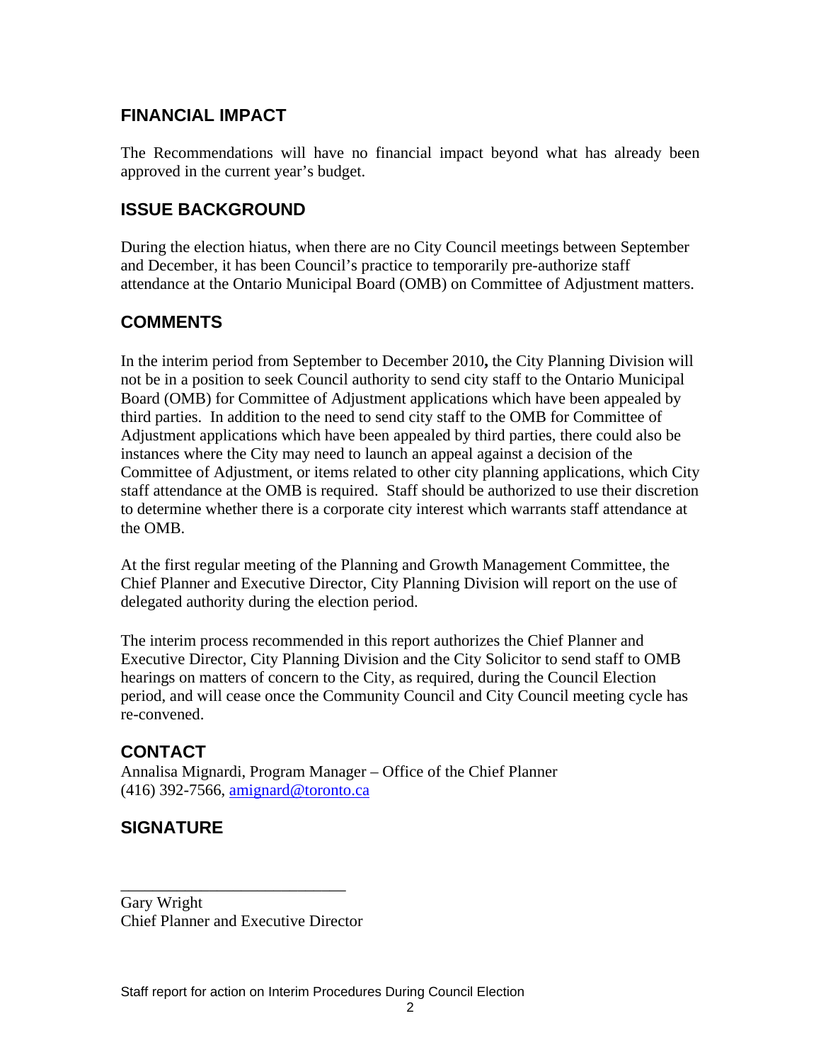## FINANCIAL IMPACT

The Recommendations will have no financial impact beyond what has already been approved in the current year's budget.

## ISSUE BACKGROUND

During the election hiatus, when there are no City Council meetings between September and December, it has been Council's practice to temporarily pre-authorize staff attendance at the Ontario Municipal Board (OMB) on Committee of Adjustment matters.

## COMMENTS

In the interim period from September to December 2010**,** the City Planning Division will not be in a position to seek Council authority to send city staff to the Ontario Municipal Board (OMB) for Committee of Adjustment applications which have been appealed by third parties. In addition to the need to send city staff to the OMB for Committee of Adjustment applications which have been appealed by third parties, there could also be instances where the City may need to launch an appeal against a decision of the Committee of Adjustment, or items related to other city planning applications, which City staff attendance at the OMB is required. Staff should be authorized to use their discretion to determine whether there is a corporate city interest which warrants staff attendance at the OMB.

At the first regular meeting of the Planning and Growth Management Committee, the Chief Planner and Executive Director, City Planning Division will report on the use of delegated authority during the election period.

The interim process recommended in this report authorizes the Chief Planner and Executive Director, City Planning Division and the City Solicitor to send staff to OMB hearings on matters of concern to the City, as required, during the Council Election period, and will cease once the Community Council and City Council meeting cycle has re-convened.

## CONTACT

Annalisa Mignardi, Program Manager – Office of the Chief Planner
(416) 392-7566, amignard@toronto.ca

## SIGNATURE

\_\_\_\_\_\_\_\_\_\_\_\_\_\_\_\_\_\_\_\_\_\_\_\_\_\_\_\_

Gary Wright
Chief Planner and Executive Director